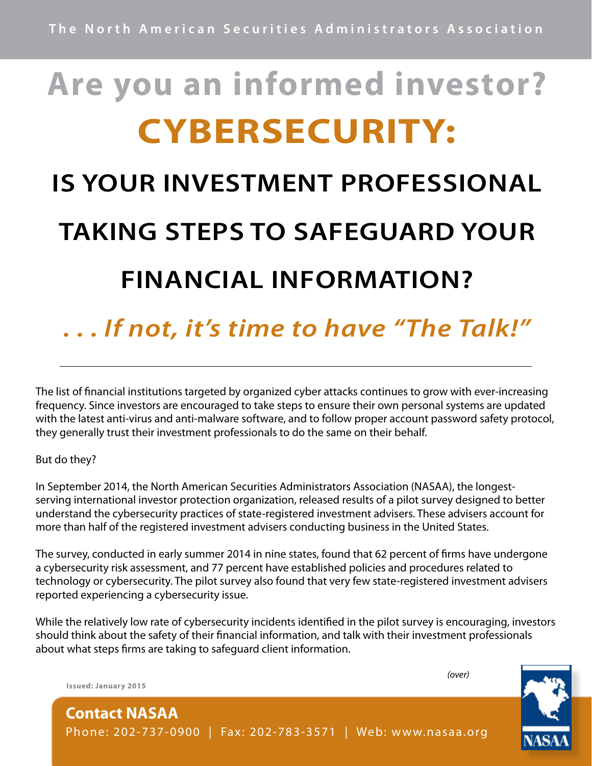The North American Securities Administrators Association

# Are you an informed investor?

# CYBERSECURITY:

## IS YOUR INVESTMENT PROFESSIONAL TAKING STEPS TO SAFEGUARD YOUR FINANCIAL INFORMATION?

***. . . If not, it's time to have "The Talk!"***

---

The list of financial institutions targeted by organized cyber attacks continues to grow with ever-increasing frequency. Since investors are encouraged to take steps to ensure their own personal systems are updated with the latest anti-virus and anti-malware software, and to follow proper account password safety protocol, they generally trust their investment professionals to do the same on their behalf.

But do they?

In September 2014, the North American Securities Administrators Association (NASAA), the longest-serving international investor protection organization, released results of a pilot survey designed to better understand the cybersecurity practices of state-registered investment advisers. These advisers account for more than half of the registered investment advisers conducting business in the United States.

The survey, conducted in early summer 2014 in nine states, found that 62 percent of firms have undergone a cybersecurity risk assessment, and 77 percent have established policies and procedures related to technology or cybersecurity. The pilot survey also found that very few state-registered investment advisers reported experiencing a cybersecurity issue.

While the relatively low rate of cybersecurity incidents identified in the pilot survey is encouraging, investors should think about the safety of their financial information, and talk with their investment professionals about what steps firms are taking to safeguard client information.

*(over)*

**Issued: January 2015**

**Contact NASAA**

Phone: 202-737-0900 | Fax: 202-783-3571 | Web: www.nasaa.org

NASAA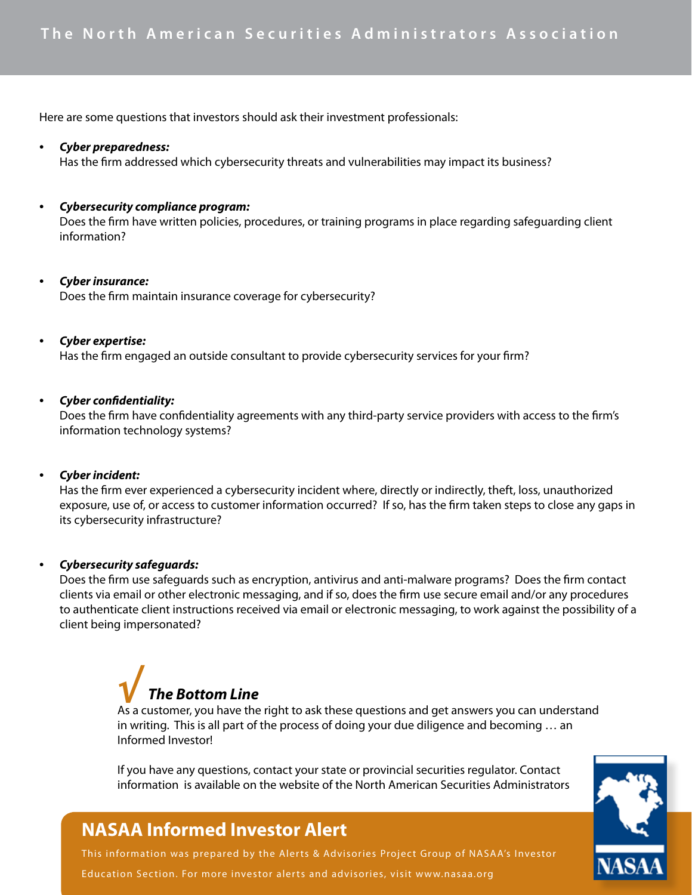Here are some questions that investors should ask their investment professionals:

- ***Cyber preparedness:***
  Has the firm addressed which cybersecurity threats and vulnerabilities may impact its business?

- ***Cybersecurity compliance program:***
  Does the firm have written policies, procedures, or training programs in place regarding safeguarding client information?

- ***Cyber insurance:***
  Does the firm maintain insurance coverage for cybersecurity?

- ***Cyber expertise:***
  Has the firm engaged an outside consultant to provide cybersecurity services for your firm?

- ***Cyber confidentiality:***
  Does the firm have confidentiality agreements with any third-party service providers with access to the firm's information technology systems?

- ***Cyber incident:***
  Has the firm ever experienced a cybersecurity incident where, directly or indirectly, theft, loss, unauthorized exposure, use of, or access to customer information occurred? If so, has the firm taken steps to close any gaps in its cybersecurity infrastructure?

- ***Cybersecurity safeguards:***
  Does the firm use safeguards such as encryption, antivirus and anti-malware programs? Does the firm contact clients via email or other electronic messaging, and if so, does the firm use secure email and/or any procedures to authenticate client instructions received via email or electronic messaging, to work against the possibility of a client being impersonated?

### √ *The Bottom Line*

As a customer, you have the right to ask these questions and get answers you can understand in writing. This is all part of the process of doing your due diligence and becoming … an Informed Investor!

If you have any questions, contact your state or provincial securities regulator. Contact information is available on the website of the North American Securities Administrators

## NASAA Informed Investor Alert

This information was prepared by the Alerts & Advisories Project Group of NASAA's Investor Education Section. For more investor alerts and advisories, visit www.nasaa.org

NASAA